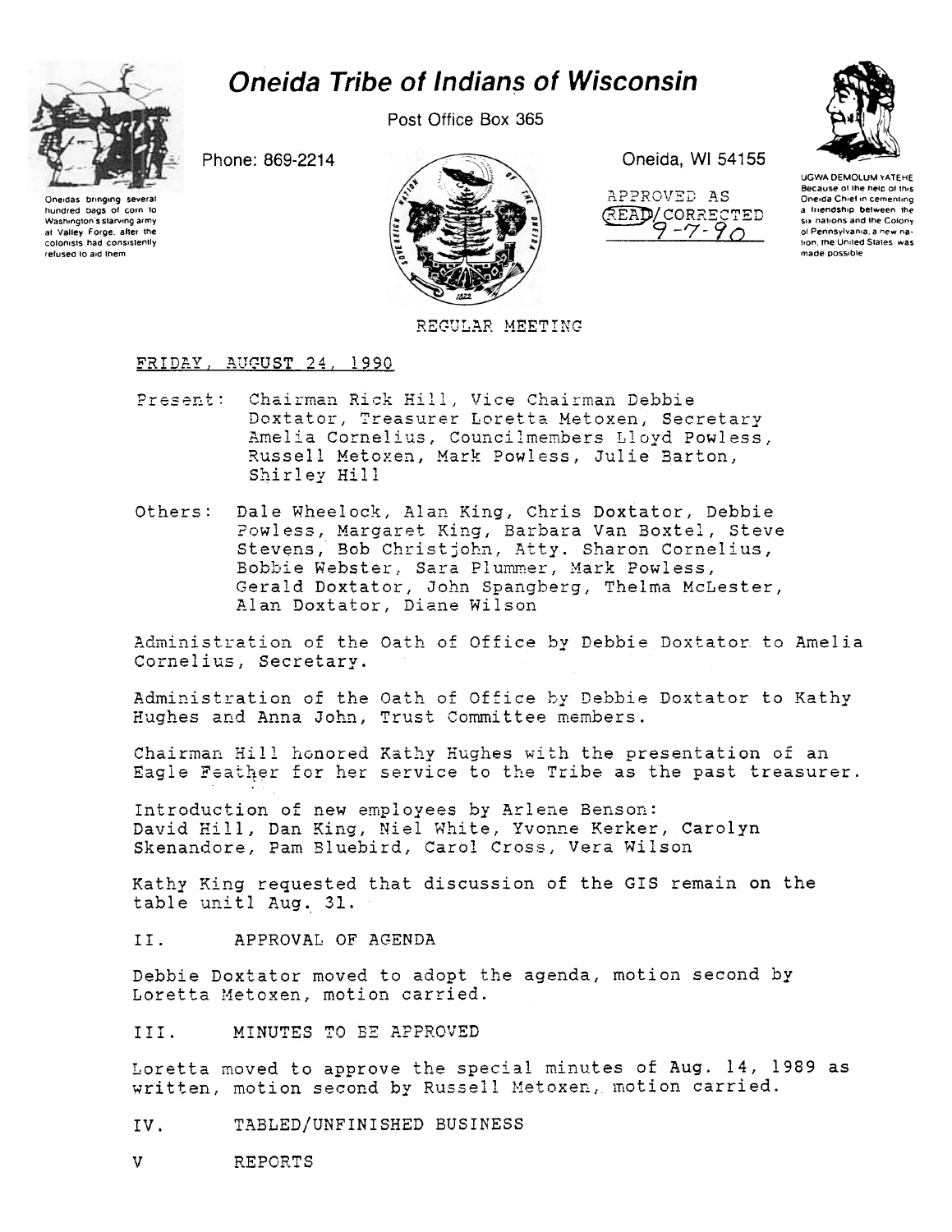# Oneida Tribe of Indians of Wisconsin

Post Office Box 365

Phone: 869-2214

Oneida, WI 54155

Oneidas bringing several hundred bags of corn to Washington's starving army at Valley Forge, after the colonists had consistently refused to aid them

UGWA DEMOLUM YATEHE Because of the help of this Oneida Chief in cementing a friendship between the six nations and the Colony of Pennsylvania, a new nation, the United States, was made possible

APPROVED AS READ/CORRECTED 9-7-90

REGULAR MEETING

FRIDAY, AUGUST 24, 1990

Present: Chairman Rick Hill, Vice Chairman Debbie Doxtator, Treasurer Loretta Metoxen, Secretary Amelia Cornelius, Councilmembers Lloyd Powless, Russell Metoxen, Mark Powless, Julie Barton, Shirley Hill

Others: Dale Wheelock, Alan King, Chris Doxtator, Debbie Powless, Margaret King, Barbara Van Boxtel, Steve Stevens, Bob Christjohn, Atty. Sharon Cornelius, Bobbie Webster, Sara Plummer, Mark Powless, Gerald Doxtator, John Spangberg, Thelma McLester, Alan Doxtator, Diane Wilson

Administration of the Oath of Office by Debbie Doxtator to Amelia Cornelius, Secretary.

Administration of the Oath of Office by Debbie Doxtator to Kathy Hughes and Anna John, Trust Committee members.

Chairman Hill honored Kathy Hughes with the presentation of an Eagle Feather for her service to the Tribe as the past treasurer.

Introduction of new employees by Arlene Benson: David Hill, Dan King, Niel White, Yvonne Kerker, Carolyn Skenandore, Pam Bluebird, Carol Cross, Vera Wilson

Kathy King requested that discussion of the GIS remain on the table unitl Aug. 31.

II. APPROVAL OF AGENDA

Debbie Doxtator moved to adopt the agenda, motion second by Loretta Metoxen, motion carried.

III. MINUTES TO BE APPROVED

Loretta moved to approve the special minutes of Aug. 14, 1989 as written, motion second by Russell Metoxen, motion carried.

IV. TABLED/UNFINISHED BUSINESS

V REPORTS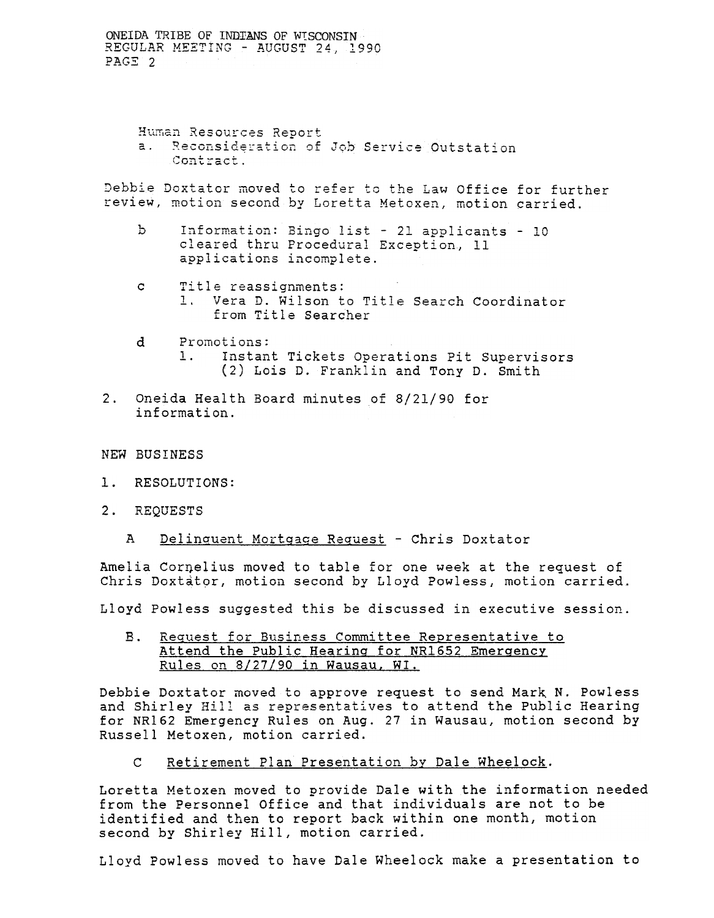Human Resources Report

a. Reconsideration of Job Service Outstation Contract.

Debbie Doxtator moved to refer to the Law Office for further review, motion second by Loretta Metoxen, motion carried.

b Information: Bingo list - 21 applicants - 10 cleared thru Procedural Exception, 11 applications incomplete.

c Title reassignments:
1. Vera D. Wilson to Title Search Coordinator from Title Searcher

d Promotions:
1. Instant Tickets Operations Pit Supervisors (2) Lois D. Franklin and Tony D. Smith

2. Oneida Health Board minutes of 8/21/90 for information.

NEW BUSINESS

1. RESOLUTIONS:

2. REQUESTS

A <u>Delinquent Mortgage Request</u> - Chris Doxtator

Amelia Cornelius moved to table for one week at the request of Chris Doxtator, motion second by Lloyd Powless, motion carried.

Lloyd Powless suggested this be discussed in executive session.

B. <u>Request for Business Committee Representative to Attend the Public Hearing for NR1652 Emergency Rules on 8/27/90 in Wausau, WI.</u>

Debbie Doxtator moved to approve request to send Mark N. Powless and Shirley Hill as representatives to attend the Public Hearing for NR162 Emergency Rules on Aug. 27 in Wausau, motion second by Russell Metoxen, motion carried.

C <u>Retirement Plan Presentation by Dale Wheelock</u>.

Loretta Metoxen moved to provide Dale with the information needed from the Personnel Office and that individuals are not to be identified and then to report back within one month, motion second by Shirley Hill, motion carried.

Lloyd Powless moved to have Dale Wheelock make a presentation to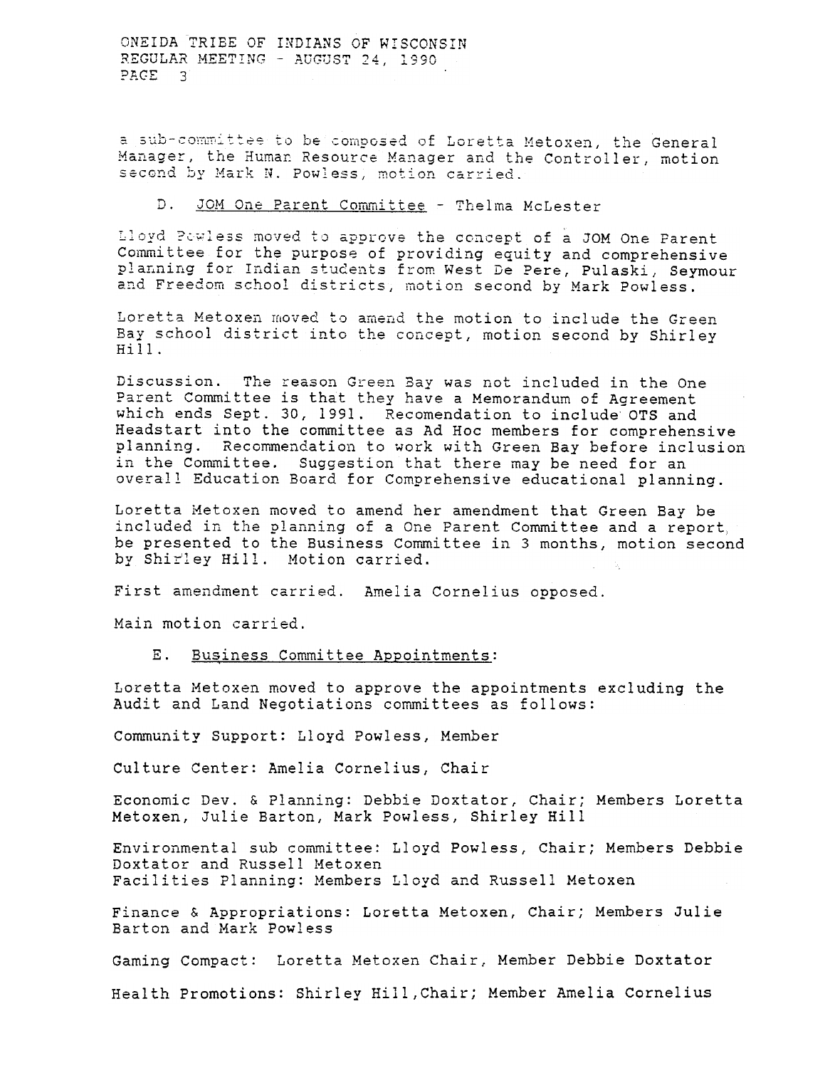a sub-committee to be composed of Loretta Metoxen, the General Manager, the Human Resource Manager and the Controller, motion second by Mark N. Powless, motion carried.

D. JOM One Parent Committee - Thelma McLester

Lloyd Powless moved to approve the concept of a JOM One Parent Committee for the purpose of providing equity and comprehensive planning for Indian students from West De Pere, Pulaski, Seymour and Freedom school districts, motion second by Mark Powless.

Loretta Metoxen moved to amend the motion to include the Green Bay school district into the concept, motion second by Shirley Hill.

Discussion. The reason Green Bay was not included in the One Parent Committee is that they have a Memorandum of Agreement which ends Sept. 30, 1991. Recomendation to include OTS and Headstart into the committee as Ad Hoc members for comprehensive planning. Recommendation to work with Green Bay before inclusion in the Committee. Suggestion that there may be need for an overall Education Board for Comprehensive educational planning.

Loretta Metoxen moved to amend her amendment that Green Bay be included in the planning of a One Parent Committee and a report be presented to the Business Committee in 3 months, motion second by Shirley Hill. Motion carried.

First amendment carried. Amelia Cornelius opposed.

Main motion carried.

E. Business Committee Appointments:

Loretta Metoxen moved to approve the appointments excluding the Audit and Land Negotiations committees as follows:

Community Support: Lloyd Powless, Member

Culture Center: Amelia Cornelius, Chair

Economic Dev. & Planning: Debbie Doxtator, Chair; Members Loretta Metoxen, Julie Barton, Mark Powless, Shirley Hill

Environmental sub committee: Lloyd Powless, Chair; Members Debbie Doxtator and Russell Metoxen
Facilities Planning: Members Lloyd and Russell Metoxen

Finance & Appropriations: Loretta Metoxen, Chair; Members Julie Barton and Mark Powless

Gaming Compact: Loretta Metoxen Chair, Member Debbie Doxtator

Health Promotions: Shirley Hill, Chair; Member Amelia Cornelius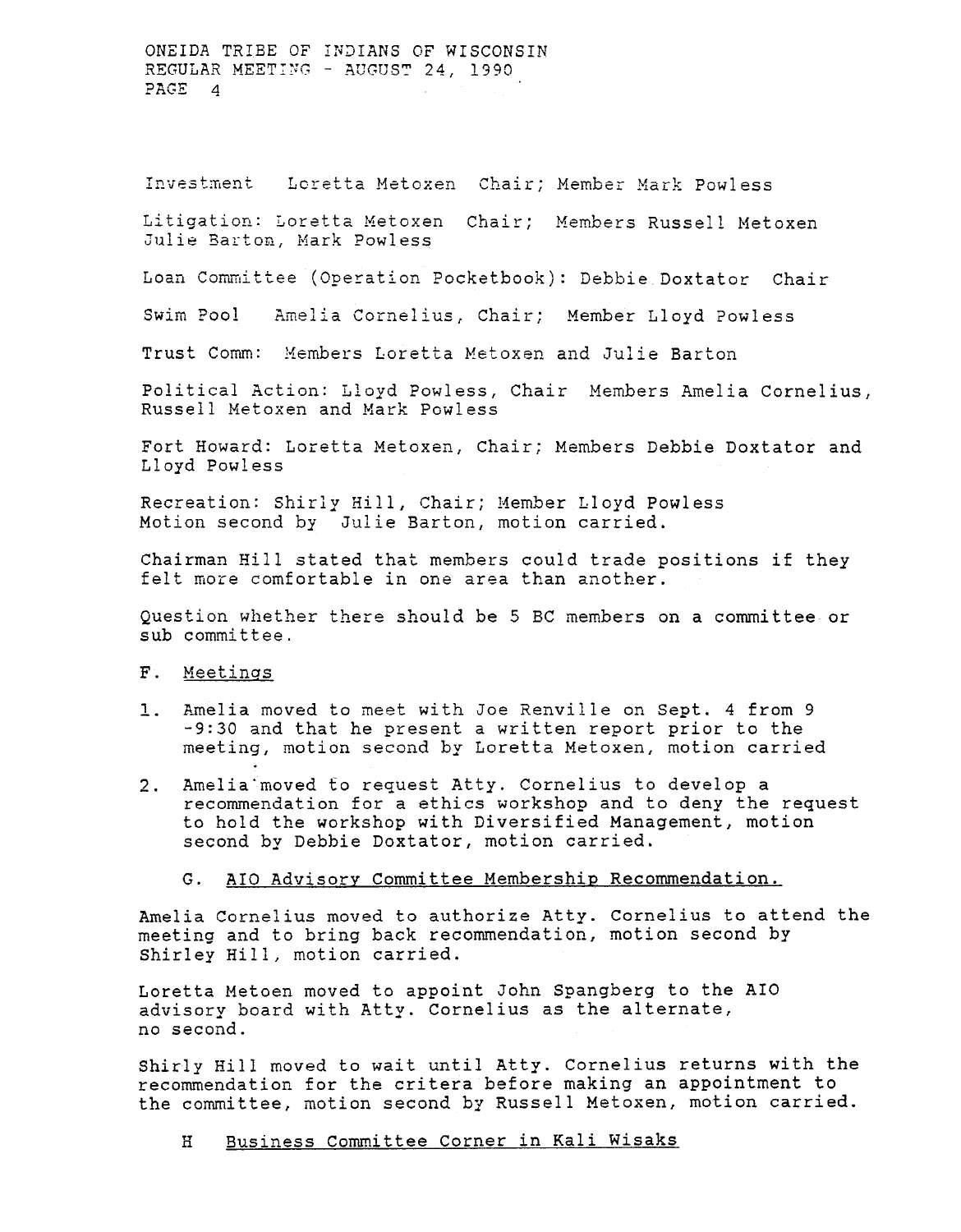Investment  Loretta Metoxen  Chair; Member Mark Powless

Litigation: Loretta Metoxen  Chair;  Members Russell Metoxen Julie Barton, Mark Powless

Loan Committee (Operation Pocketbook): Debbie Doxtator  Chair

Swim Pool  Amelia Cornelius, Chair;  Member Lloyd Powless

Trust Comm: Members Loretta Metoxen and Julie Barton

Political Action: Lloyd Powless, Chair  Members Amelia Cornelius, Russell Metoxen and Mark Powless

Fort Howard: Loretta Metoxen, Chair; Members Debbie Doxtator and Lloyd Powless

Recreation: Shirly Hill, Chair; Member Lloyd Powless
Motion second by  Julie Barton, motion carried.

Chairman Hill stated that members could trade positions if they felt more comfortable in one area than another.

Question whether there should be 5 BC members on a committee or sub committee.

F. Meetings

1. Amelia moved to meet with Joe Renville on Sept. 4 from 9 -9:30 and that he present a written report prior to the meeting, motion second by Loretta Metoxen, motion carried

2. Amelia moved to request Atty. Cornelius to develop a recommendation for a ethics workshop and to deny the request to hold the workshop with Diversified Management, motion second by Debbie Doxtator, motion carried.

G. AIO Advisory Committee Membership Recommendation.

Amelia Cornelius moved to authorize Atty. Cornelius to attend the meeting and to bring back recommendation, motion second by Shirley Hill, motion carried.

Loretta Metoen moved to appoint John Spangberg to the AIO advisory board with Atty. Cornelius as the alternate, no second.

Shirly Hill moved to wait until Atty. Cornelius returns with the recommendation for the critera before making an appointment to the committee, motion second by Russell Metoxen, motion carried.

H Business Committee Corner in Kali Wisaks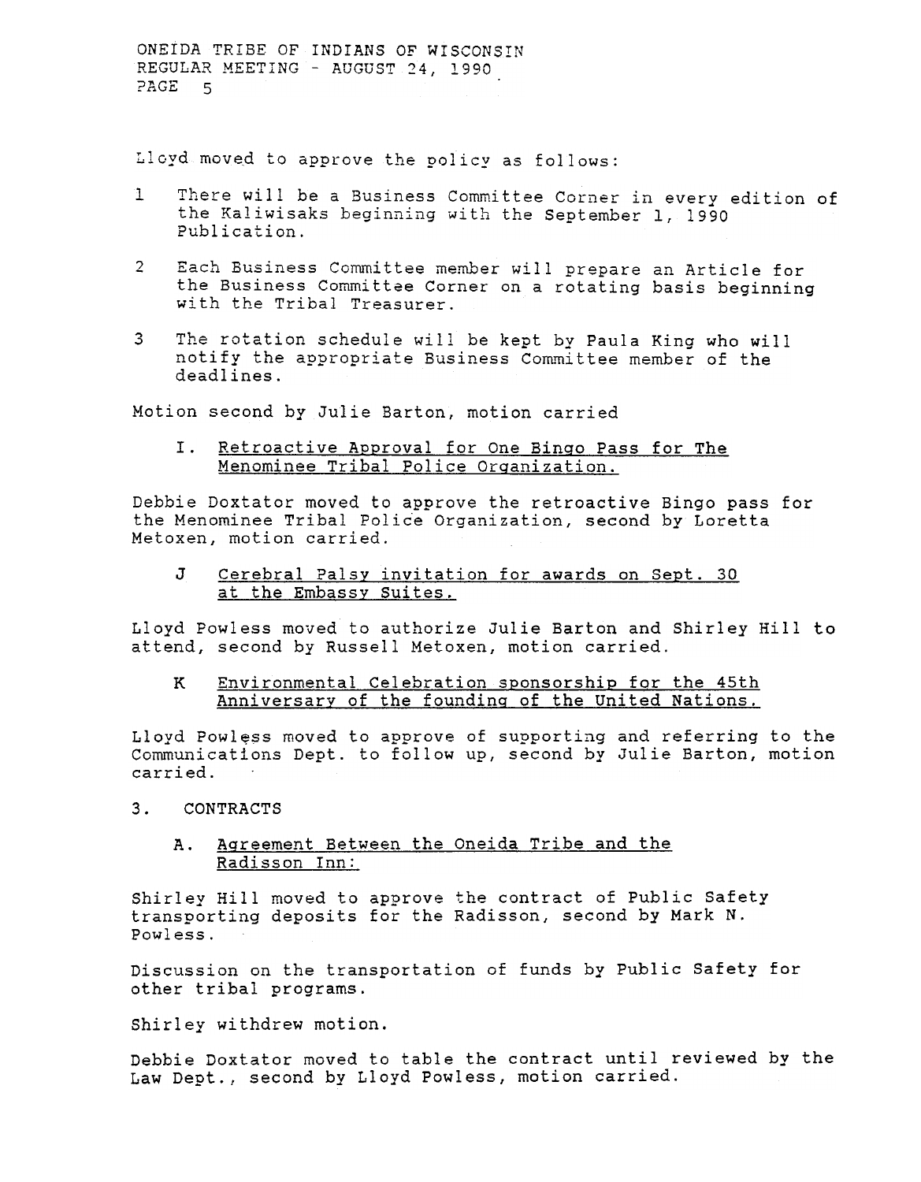Lloyd moved to approve the policy as follows:

1 There will be a Business Committee Corner in every edition of the Kaliwisaks beginning with the September 1, 1990 Publication.

2 Each Business Committee member will prepare an Article for the Business Committee Corner on a rotating basis beginning with the Tribal Treasurer.

3 The rotation schedule will be kept by Paula King who will notify the appropriate Business Committee member of the deadlines.

Motion second by Julie Barton, motion carried

I. <u>Retroactive Approval for One Bingo Pass for The Menominee Tribal Police Organization.</u>

Debbie Doxtator moved to approve the retroactive Bingo pass for the Menominee Tribal Police Organization, second by Loretta Metoxen, motion carried.

J <u>Cerebral Palsy invitation for awards on Sept. 30 at the Embassy Suites.</u>

Lloyd Powless moved to authorize Julie Barton and Shirley Hill to attend, second by Russell Metoxen, motion carried.

K <u>Environmental Celebration sponsorship for the 45th Anniversary of the founding of the United Nations.</u>

Lloyd Powless moved to approve of supporting and referring to the Communications Dept. to follow up, second by Julie Barton, motion carried.

3. CONTRACTS

A. <u>Agreement Between the Oneida Tribe and the Radisson Inn:</u>

Shirley Hill moved to approve the contract of Public Safety transporting deposits for the Radisson, second by Mark N. Powless.

Discussion on the transportation of funds by Public Safety for other tribal programs.

Shirley withdrew motion.

Debbie Doxtator moved to table the contract until reviewed by the Law Dept., second by Lloyd Powless, motion carried.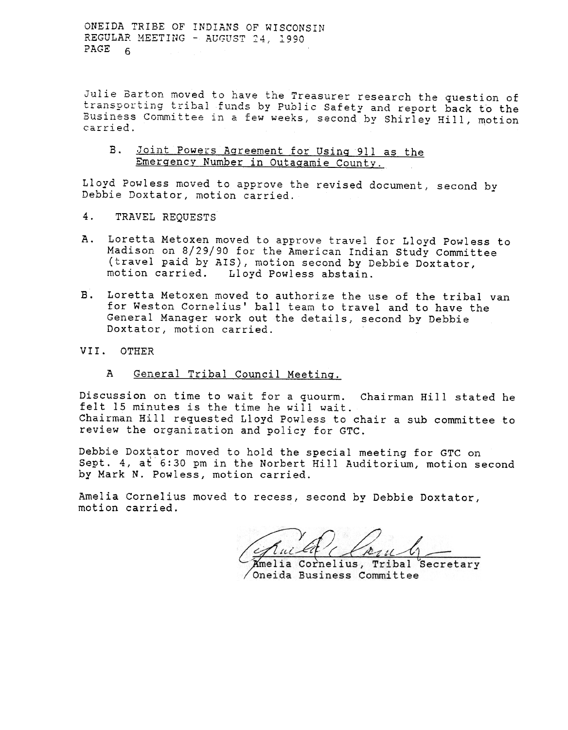Julie Barton moved to have the Treasurer research the question of transporting tribal funds by Public Safety and report back to the Business Committee in a few weeks, second by Shirley Hill, motion carried.

B. Joint Powers Agreement for Using 911 as the Emergency Number in Outagamie County.

Lloyd Powless moved to approve the revised document, second by Debbie Doxtator, motion carried.

4. TRAVEL REQUESTS

A. Loretta Metoxen moved to approve travel for Lloyd Powless to Madison on 8/29/90 for the American Indian Study Committee (travel paid by AIS), motion second by Debbie Doxtator, motion carried. Lloyd Powless abstain.

B. Loretta Metoxen moved to authorize the use of the tribal van for Weston Cornelius' ball team to travel and to have the General Manager work out the details, second by Debbie Doxtator, motion carried.

VII. OTHER

A General Tribal Council Meeting.

Discussion on time to wait for a quourm. Chairman Hill stated he felt 15 minutes is the time he will wait.
Chairman Hill requested Lloyd Powless to chair a sub committee to review the organization and policy for GTC.

Debbie Doxtator moved to hold the special meeting for GTC on Sept. 4, at 6:30 pm in the Norbert Hill Auditorium, motion second by Mark N. Powless, motion carried.

Amelia Cornelius moved to recess, second by Debbie Doxtator, motion carried.

Amelia Cornelius, Tribal Secretary
Oneida Business Committee